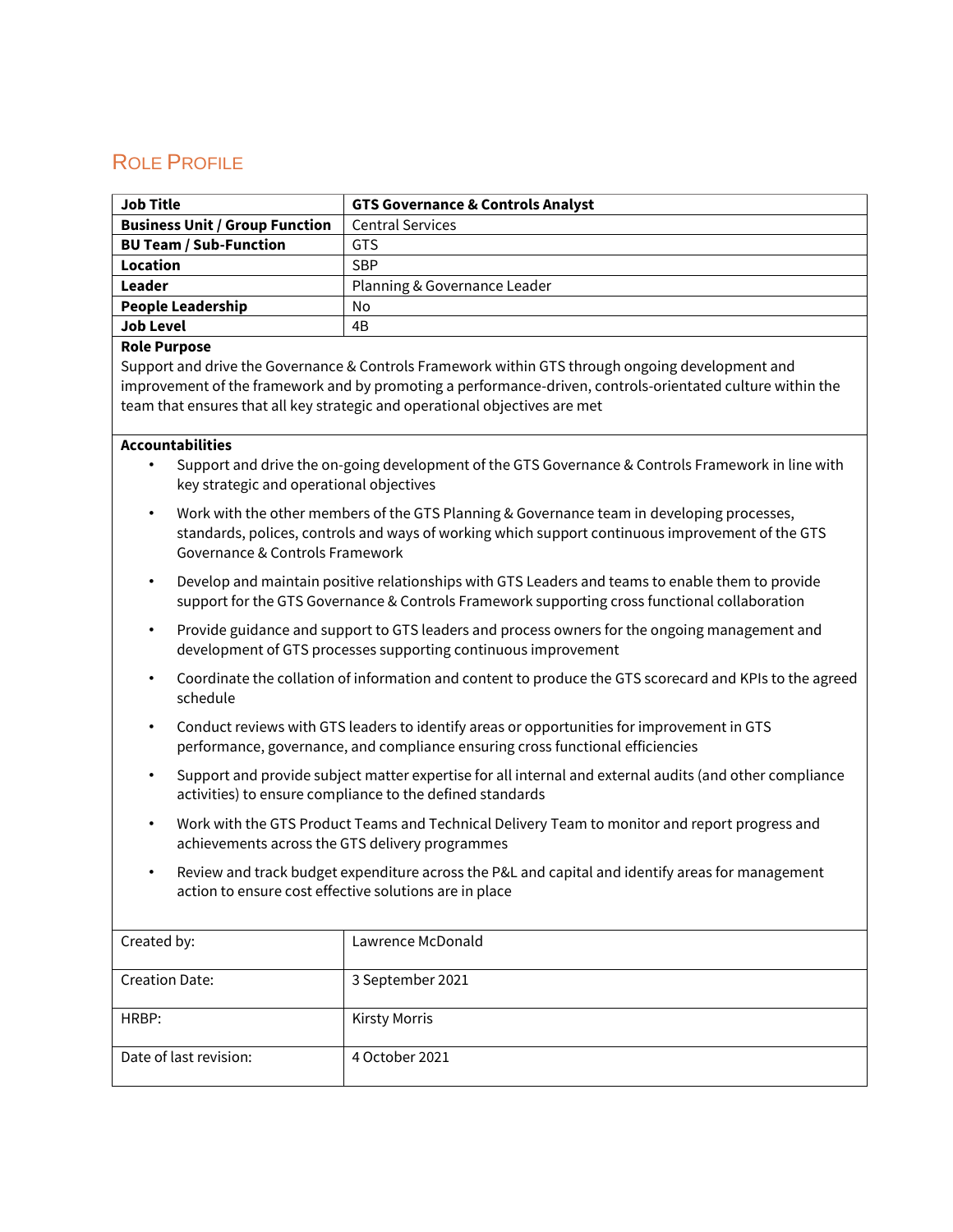# Role Profile

| Job Title | GTS Governance & Controls Analyst |
|---|---|
| Business Unit / Group Function | Central Services |
| BU Team / Sub-Function | GTS |
| Location | SBP |
| Leader | Planning & Governance Leader |
| People Leadership | No |
| Job Level | 4B |

**Role Purpose**

Support and drive the Governance & Controls Framework within GTS through ongoing development and improvement of the framework and by promoting a performance-driven, controls-orientated culture within the team that ensures that all key strategic and operational objectives are met

**Accountabilities**

- Support and drive the on-going development of the GTS Governance & Controls Framework in line with key strategic and operational objectives
- Work with the other members of the GTS Planning & Governance team in developing processes, standards, polices, controls and ways of working which support continuous improvement of the GTS Governance & Controls Framework
- Develop and maintain positive relationships with GTS Leaders and teams to enable them to provide support for the GTS Governance & Controls Framework supporting cross functional collaboration
- Provide guidance and support to GTS leaders and process owners for the ongoing management and development of GTS processes supporting continuous improvement
- Coordinate the collation of information and content to produce the GTS scorecard and KPIs to the agreed schedule
- Conduct reviews with GTS leaders to identify areas or opportunities for improvement in GTS performance, governance, and compliance ensuring cross functional efficiencies
- Support and provide subject matter expertise for all internal and external audits (and other compliance activities) to ensure compliance to the defined standards
- Work with the GTS Product Teams and Technical Delivery Team to monitor and report progress and achievements across the GTS delivery programmes
- Review and track budget expenditure across the P&L and capital and identify areas for management action to ensure cost effective solutions are in place

| Created by: | Lawrence McDonald |
|---|---|
| Creation Date: | 3 September 2021 |
| HRBP: | Kirsty Morris |
| Date of last revision: | 4 October 2021 |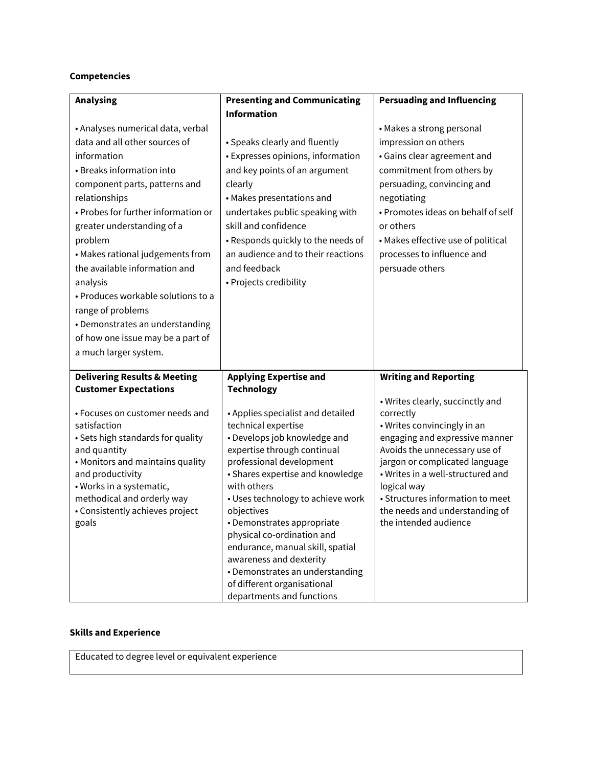**Competencies**

| Analysing | Presenting and Communicating Information | Persuading and Influencing |
|---|---|---|
| • Analyses numerical data, verbal data and all other sources of information<br>• Breaks information into component parts, patterns and relationships<br>• Probes for further information or greater understanding of a problem<br>• Makes rational judgements from the available information and analysis<br>• Produces workable solutions to a range of problems<br>• Demonstrates an understanding of how one issue may be a part of a much larger system. | • Speaks clearly and fluently<br>• Expresses opinions, information and key points of an argument clearly<br>• Makes presentations and undertakes public speaking with skill and confidence<br>• Responds quickly to the needs of an audience and to their reactions and feedback<br>• Projects credibility | • Makes a strong personal impression on others<br>• Gains clear agreement and commitment from others by persuading, convincing and negotiating<br>• Promotes ideas on behalf of self or others<br>• Makes effective use of political processes to influence and persuade others |
| **Delivering Results & Meeting Customer Expectations** | **Applying Expertise and Technology** | **Writing and Reporting** |
| • Focuses on customer needs and satisfaction<br>• Sets high standards for quality and quantity<br>• Monitors and maintains quality and productivity<br>• Works in a systematic, methodical and orderly way<br>• Consistently achieves project goals | • Applies specialist and detailed technical expertise<br>• Develops job knowledge and expertise through continual professional development<br>• Shares expertise and knowledge with others<br>• Uses technology to achieve work objectives<br>• Demonstrates appropriate physical co-ordination and endurance, manual skill, spatial awareness and dexterity<br>• Demonstrates an understanding of different organisational departments and functions | • Writes clearly, succinctly and correctly<br>• Writes convincingly in an engaging and expressive manner Avoids the unnecessary use of jargon or complicated language<br>• Writes in a well-structured and logical way<br>• Structures information to meet the needs and understanding of the intended audience |

**Skills and Experience**

| Educated to degree level or equivalent experience |
|---|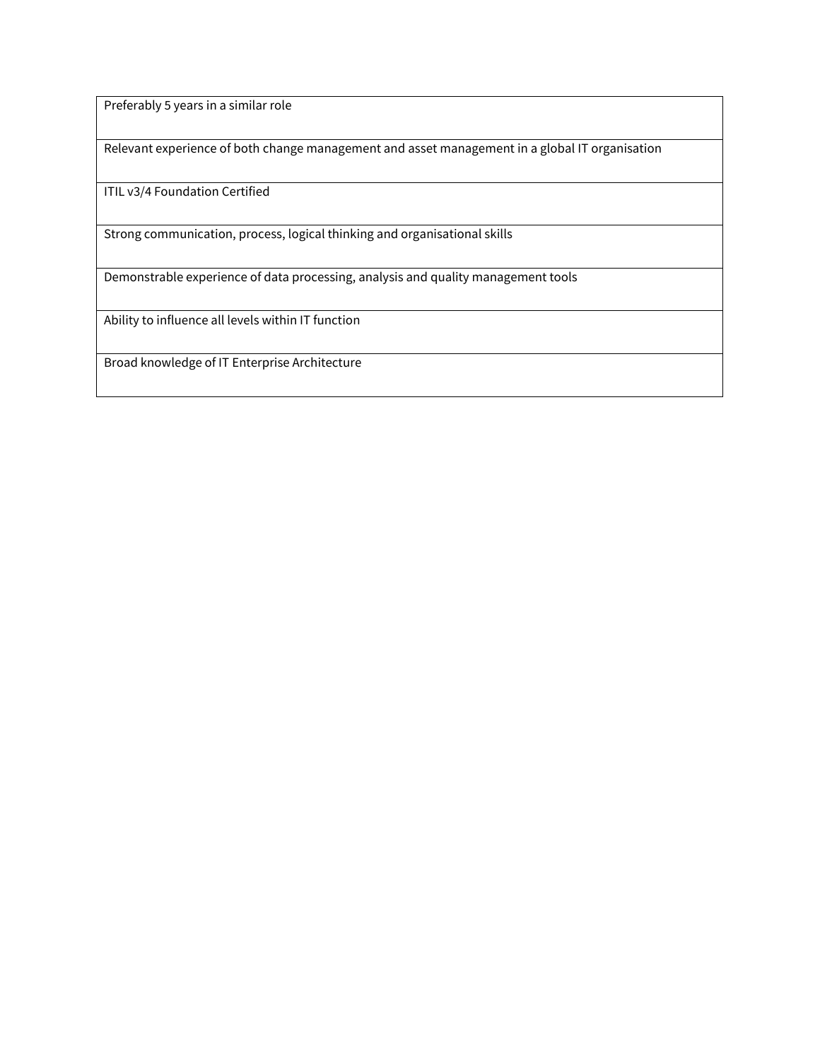| |
|---|
| Preferably 5 years in a similar role |
| Relevant experience of both change management and asset management in a global IT organisation |
| ITIL v3/4 Foundation Certified |
| Strong communication, process, logical thinking and organisational skills |
| Demonstrable experience of data processing, analysis and quality management tools |
| Ability to influence all levels within IT function |
| Broad knowledge of IT Enterprise Architecture |